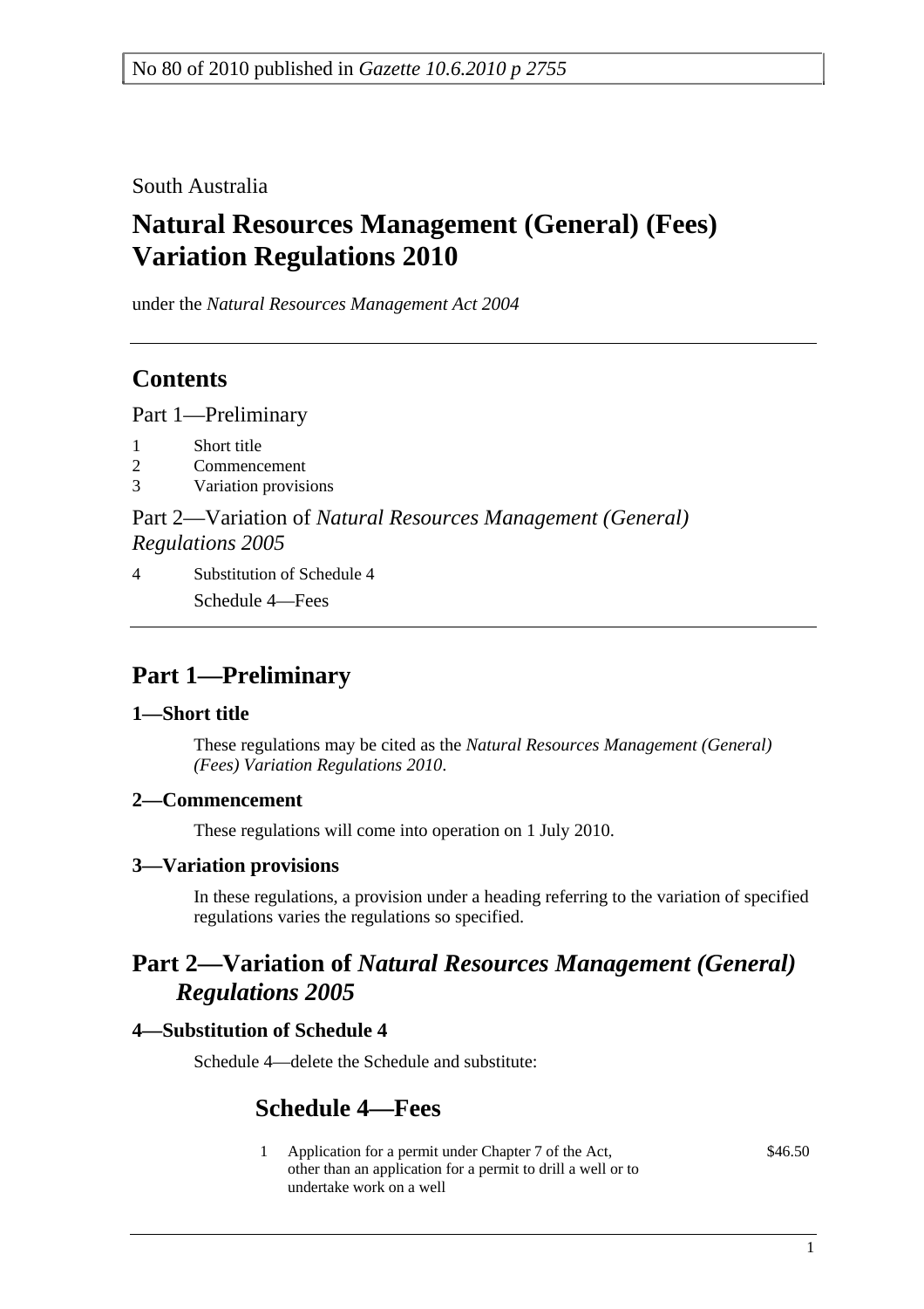No 80 of 2010 published in *Gazette 10.6.2010 p 2755*

South Australia

# Natural Resources Management (General) (Fees) Variation Regulations 2010

under the *Natural Resources Management Act 2004*

## Contents

Part 1—Preliminary

1 Short title
2 Commencement
3 Variation provisions

Part 2—Variation of *Natural Resources Management (General) Regulations 2005*

4 Substitution of Schedule 4
Schedule 4—Fees

## Part 1—Preliminary

### 1—Short title

These regulations may be cited as the *Natural Resources Management (General) (Fees) Variation Regulations 2010*.

### 2—Commencement

These regulations will come into operation on 1 July 2010.

### 3—Variation provisions

In these regulations, a provision under a heading referring to the variation of specified regulations varies the regulations so specified.

## Part 2—Variation of *Natural Resources Management (General) Regulations 2005*

### 4—Substitution of Schedule 4

Schedule 4—delete the Schedule and substitute:

## Schedule 4—Fees

| | | |
|---|---|---|
| 1 | Application for a permit under Chapter 7 of the Act, other than an application for a permit to drill a well or to undertake work on a well | $46.50 |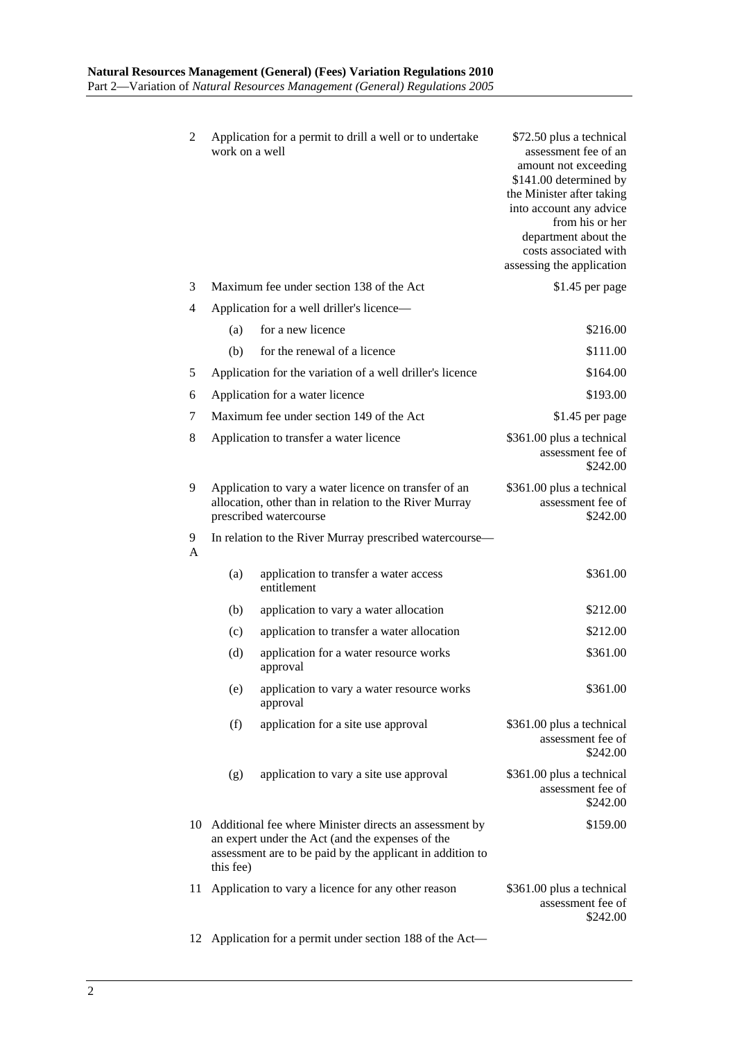| | | | |
|---|---|---|---|
| 2 | Application for a permit to drill a well or to undertake work on a well | | $72.50 plus a technical assessment fee of an amount not exceeding $141.00 determined by the Minister after taking into account any advice from his or her department about the costs associated with assessing the application |
| 3 | Maximum fee under section 138 of the Act | | $1.45 per page |
| 4 | Application for a well driller's licence— | | |
| | (a) | for a new licence | $216.00 |
| | (b) | for the renewal of a licence | $111.00 |
| 5 | Application for the variation of a well driller's licence | | $164.00 |
| 6 | Application for a water licence | | $193.00 |
| 7 | Maximum fee under section 149 of the Act | | $1.45 per page |
| 8 | Application to transfer a water licence | | $361.00 plus a technical assessment fee of $242.00 |
| 9 | Application to vary a water licence on transfer of an allocation, other than in relation to the River Murray prescribed watercourse | | $361.00 plus a technical assessment fee of $242.00 |
| 9A | In relation to the River Murray prescribed watercourse— | | |
| | (a) | application to transfer a water access entitlement | $361.00 |
| | (b) | application to vary a water allocation | $212.00 |
| | (c) | application to transfer a water allocation | $212.00 |
| | (d) | application for a water resource works approval | $361.00 |
| | (e) | application to vary a water resource works approval | $361.00 |
| | (f) | application for a site use approval | $361.00 plus a technical assessment fee of $242.00 |
| | (g) | application to vary a site use approval | $361.00 plus a technical assessment fee of $242.00 |
| 10 | Additional fee where Minister directs an assessment by an expert under the Act (and the expenses of the assessment are to be paid by the applicant in addition to this fee) | | $159.00 |
| 11 | Application to vary a licence for any other reason | | $361.00 plus a technical assessment fee of $242.00 |
| 12 | Application for a permit under section 188 of the Act— | | |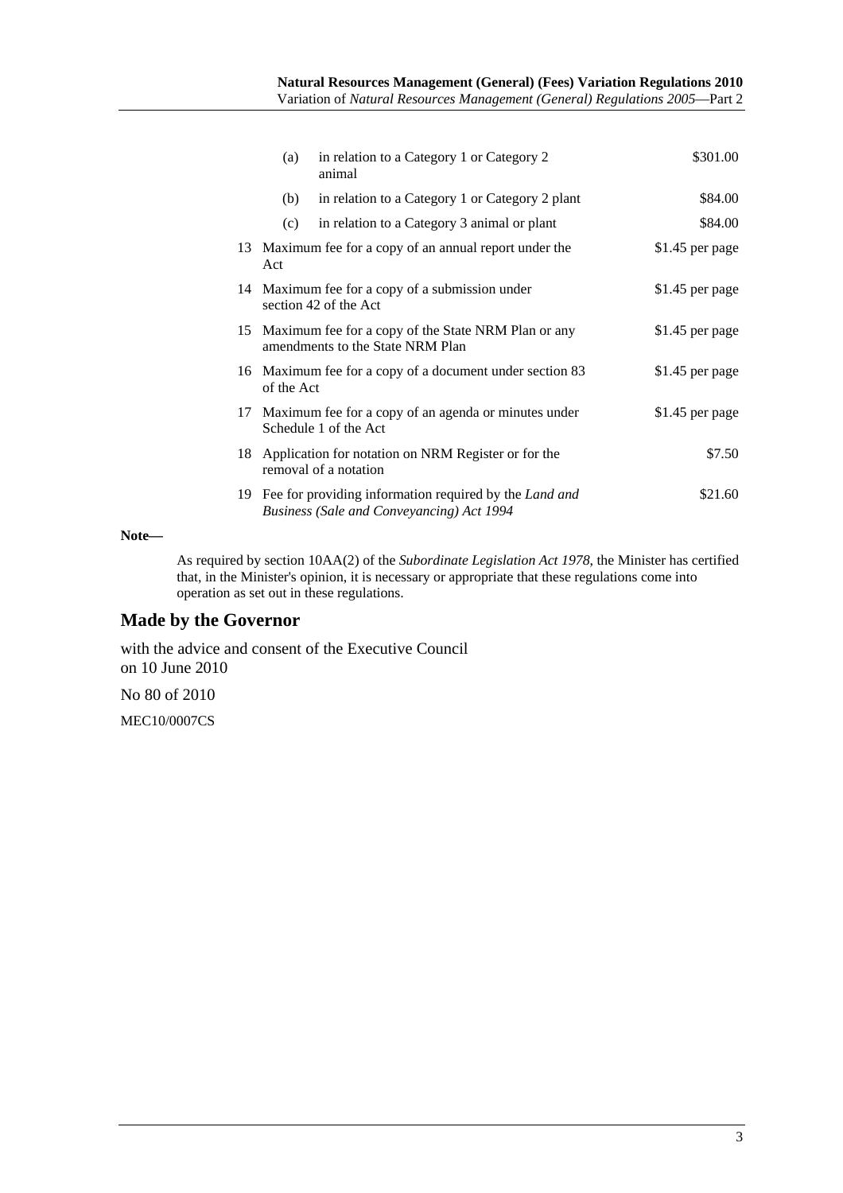| | | |
|---|---|---|
| | (a) in relation to a Category 1 or Category 2 animal | \$301.00 |
| | (b) in relation to a Category 1 or Category 2 plant | \$84.00 |
| | (c) in relation to a Category 3 animal or plant | \$84.00 |
| 13 | Maximum fee for a copy of an annual report under the Act | \$1.45 per page |
| 14 | Maximum fee for a copy of a submission under section 42 of the Act | \$1.45 per page |
| 15 | Maximum fee for a copy of the State NRM Plan or any amendments to the State NRM Plan | \$1.45 per page |
| 16 | Maximum fee for a copy of a document under section 83 of the Act | \$1.45 per page |
| 17 | Maximum fee for a copy of an agenda or minutes under Schedule 1 of the Act | \$1.45 per page |
| 18 | Application for notation on NRM Register or for the removal of a notation | \$7.50 |
| 19 | Fee for providing information required by the *Land and Business (Sale and Conveyancing) Act 1994* | \$21.60 |

**Note—**

As required by section 10AA(2) of the *Subordinate Legislation Act 1978*, the Minister has certified that, in the Minister's opinion, it is necessary or appropriate that these regulations come into operation as set out in these regulations.

## Made by the Governor

with the advice and consent of the Executive Council on 10 June 2010

No 80 of 2010

MEC10/0007CS